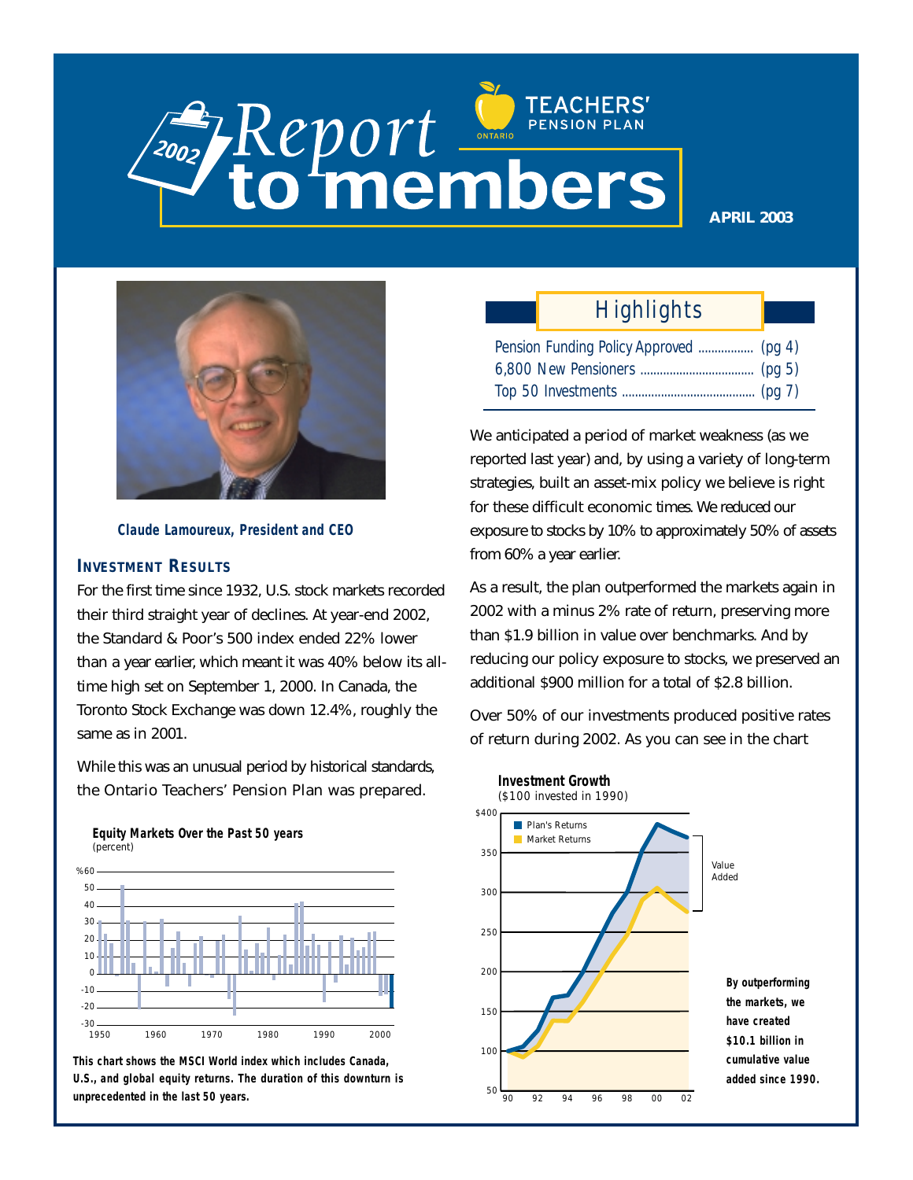# 2002 Report to members

TEACHERS' PENSION PLAN ONTARIO

**APRIL 2003**

Claude Lamoureux, President and CEO

## Investment Results

For the first time since 1932, U.S. stock markets recorded their third straight year of declines. At year-end 2002, the Standard & Poor's 500 index ended 22% lower than a year earlier, which meant it was 40% below its all-time high set on September 1, 2000. In Canada, the Toronto Stock Exchange was down 12.4%, roughly the same as in 2001.

While this was an unusual period by historical standards, the Ontario Teachers' Pension Plan was prepared.

**Equity Markets Over the Past 50 years**
(percent)

**This chart shows the MSCI World index which includes Canada, U.S., and global equity returns. The duration of this downturn is unprecedented in the last 50 years.**

## Highlights

- Pension Funding Policy Approved ................. (pg 4)
- 6,800 New Pensioners .................................. (pg 5)
- Top 50 Investments ........................................ (pg 7)

We anticipated a period of market weakness (as we reported last year) and, by using a variety of long-term strategies, built an asset-mix policy we believe is right for these difficult economic times. We reduced our exposure to stocks by 10% to approximately 50% of assets from 60% a year earlier.

As a result, the plan outperformed the markets again in 2002 with a minus 2% rate of return, preserving more than $1.9 billion in value over benchmarks. And by reducing our policy exposure to stocks, we preserved an additional $900 million for a total of $2.8 billion.

Over 50% of our investments produced positive rates of return during 2002. As you can see in the chart

**Investment Growth**
($100 invested in 1990)

Plan's Returns
Market Returns
Value Added

**By outperforming the markets, we have created $10.1 billion in cumulative value added since 1990.**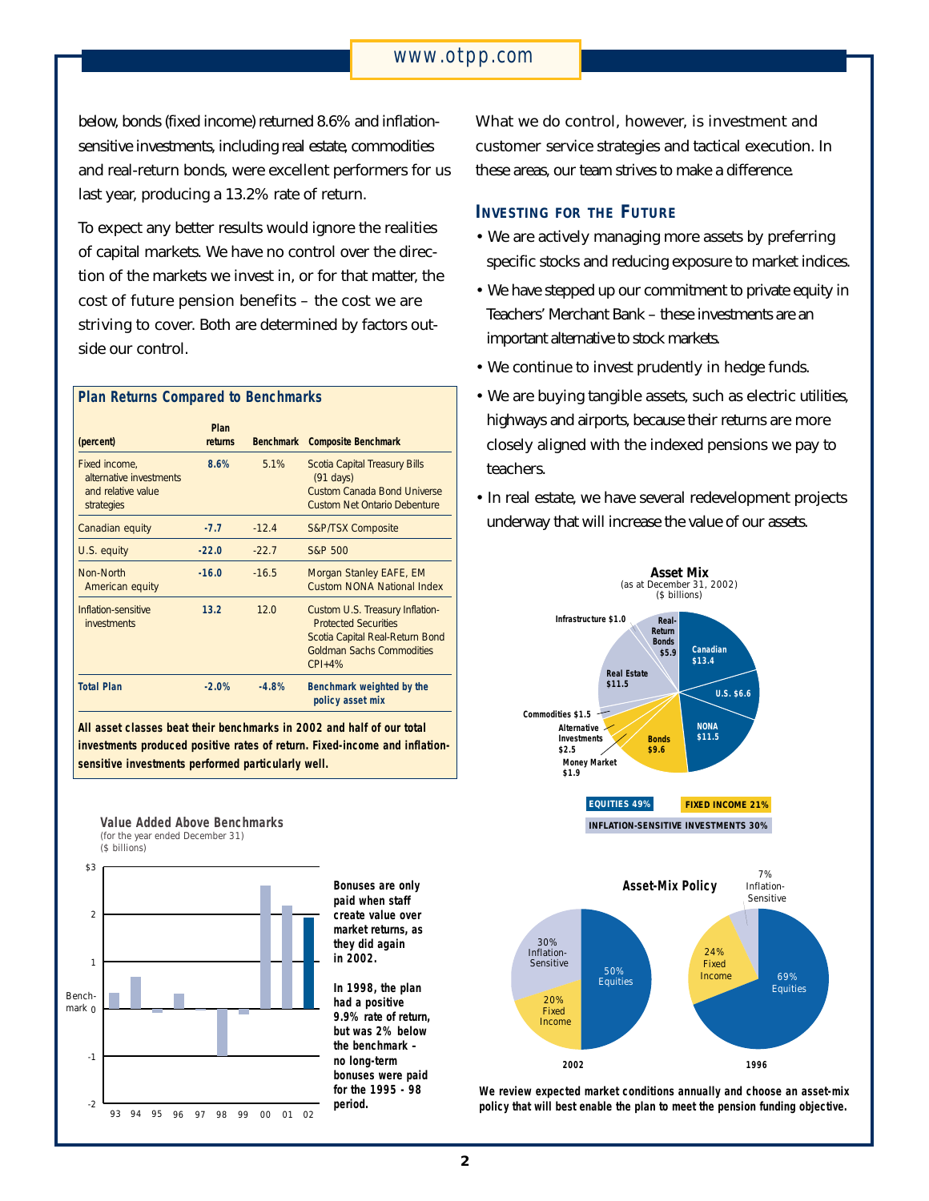below, bonds (fixed income) returned 8.6% and inflation-sensitive investments, including real estate, commodities and real-return bonds, were excellent performers for us last year, producing a 13.2% rate of return.

To expect any better results would ignore the realities of capital markets. We have no control over the direction of the markets we invest in, or for that matter, the cost of future pension benefits – the cost we are striving to cover. Both are determined by factors outside our control.

**Plan Returns Compared to Benchmarks**

| (percent) | Plan returns | Benchmark | Composite Benchmark |
|---|---|---|---|
| Fixed income, alternative investments and relative value strategies | **8.6%** | 5.1% | Scotia Capital Treasury Bills (91 days) Custom Canada Bond Universe Custom Net Ontario Debenture |
| Canadian equity | **-7.7** | -12.4 | S&P/TSX Composite |
| U.S. equity | **-22.0** | -22.7 | S&P 500 |
| Non-North American equity | **-16.0** | -16.5 | Morgan Stanley EAFE, EM Custom NONA National Index |
| Inflation-sensitive investments | **13.2** | 12.0 | Custom U.S. Treasury Inflation-Protected Securities Scotia Capital Real-Return Bond Goldman Sachs Commodities CPI+4% |
| **Total Plan** | **-2.0%** | **-4.8%** | **Benchmark weighted by the policy asset mix** |

**All asset classes beat their benchmarks in 2002 and half of our total investments produced positive rates of return. Fixed-income and inflation-sensitive investments performed particularly well.**

**Value Added Above Benchmarks**
(for the year ended December 31)
($ billions)

**Bonuses are only paid when staff create value over market returns, as they did again in 2002.**

**In 1998, the plan had a positive 9.9% rate of return, but was 2% below the benchmark – no long-term bonuses were paid for the 1995 - 98 period.**

What we do control, however, is investment and customer service strategies and tactical execution. In these areas, our team strives to make a difference.

## Investing for the Future

- We are actively managing more assets by preferring specific stocks and reducing exposure to market indices.
- We have stepped up our commitment to private equity in Teachers' Merchant Bank – these investments are an important alternative to stock markets.
- We continue to invest prudently in hedge funds.
- We are buying tangible assets, such as electric utilities, highways and airports, because their returns are more closely aligned with the indexed pensions we pay to teachers.
- In real estate, we have several redevelopment projects underway that will increase the value of our assets.

**Asset Mix**
(as at December 31, 2002)
($ billions)

Canadian $13.4; U.S. $6.6; NONA $11.5; Bonds $9.6; Money Market $1.9; Alternative Investments $2.5; Commodities $1.5; Real Estate $11.5; Infrastructure $1.0; Real-Return Bonds $5.9

EQUITIES 49% | FIXED INCOME 21% | INFLATION-SENSITIVE INVESTMENTS 30%

**Asset-Mix Policy**

2002: 50% Equities; 20% Fixed Income; 30% Inflation-Sensitive

1996: 69% Equities; 24% Fixed Income; 7% Inflation-Sensitive

**We review expected market conditions annually and choose an asset-mix policy that will best enable the plan to meet the pension funding objective.**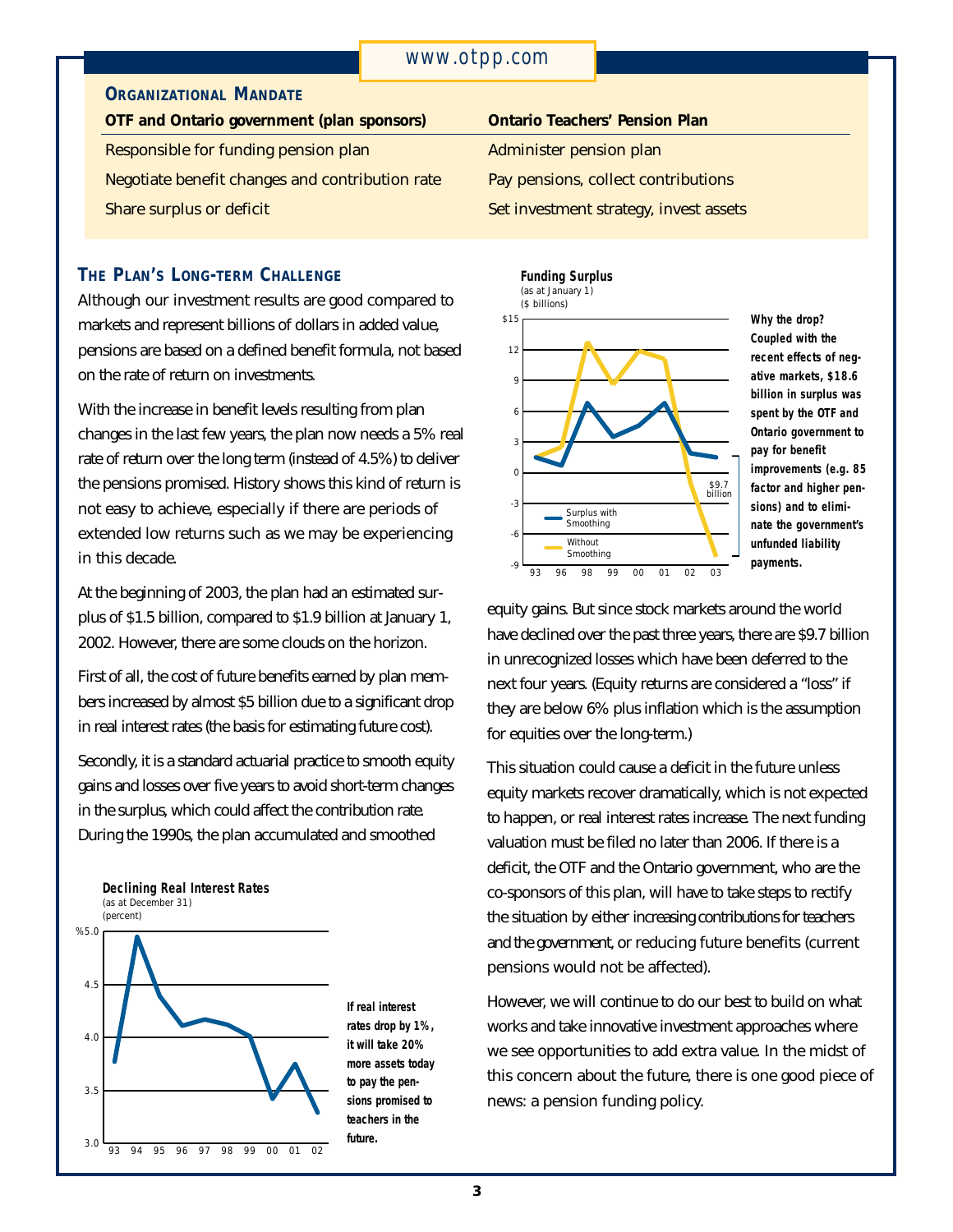## Organizational Mandate

| OTF and Ontario government (plan sponsors) | Ontario Teachers' Pension Plan |
|---|---|
| Responsible for funding pension plan | Administer pension plan |
| Negotiate benefit changes and contribution rate | Pay pensions, collect contributions |
| Share surplus or deficit | Set investment strategy, invest assets |

## The Plan's Long-term Challenge

Although our investment results are good compared to markets and represent billions of dollars in added value, pensions are based on a defined benefit formula, not based on the rate of return on investments.

With the increase in benefit levels resulting from plan changes in the last few years, the plan now needs a 5% real rate of return over the long term (instead of 4.5%) to deliver the pensions promised. History shows this kind of return is not easy to achieve, especially if there are periods of extended low returns such as we may be experiencing in this decade.

At the beginning of 2003, the plan had an estimated surplus of $1.5 billion, compared to $1.9 billion at January 1, 2002. However, there are some clouds on the horizon.

First of all, the cost of future benefits earned by plan members increased by almost $5 billion due to a significant drop in real interest rates (the basis for estimating future cost).

Secondly, it is a standard actuarial practice to smooth equity gains and losses over five years to avoid short-term changes in the surplus, which could affect the contribution rate. During the 1990s, the plan accumulated and smoothed equity gains. But since stock markets around the world have declined over the past three years, there are $9.7 billion in unrecognized losses which have been deferred to the next four years. (Equity returns are considered a "loss" if they are below 6% plus inflation which is the assumption for equities over the long-term.)

This situation could cause a deficit in the future unless equity markets recover dramatically, which is not expected to happen, or real interest rates increase. The next funding valuation must be filed no later than 2006. If there is a deficit, the OTF and the Ontario government, who are the co-sponsors of this plan, will have to take steps to rectify the situation by either increasing contributions for teachers and the government, or reducing future benefits (current pensions would not be affected).

However, we will continue to do our best to build on what works and take innovative investment approaches where we see opportunities to add extra value. In the midst of this concern about the future, there is one good piece of news: a pension funding policy.

**Funding Surplus**
(as at January 1)
($ billions)

**Why the drop? Coupled with the recent effects of negative markets, $18.6 billion in surplus was spent by the OTF and Ontario government to pay for benefit improvements (e.g. 85 factor and higher pensions) and to eliminate the government's unfunded liability payments.**

**Declining Real Interest Rates**
(as at December 31)
(percent)

**If real interest rates drop by 1%, it will take 20% more assets today to pay the pensions promised to teachers in the future.**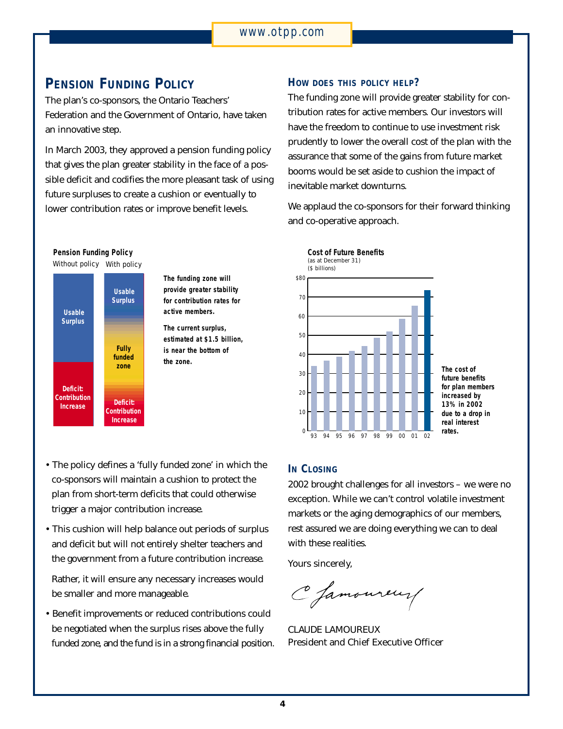## PENSION FUNDING POLICY

The plan's co-sponsors, the Ontario Teachers' Federation and the Government of Ontario, have taken an innovative step.

In March 2003, they approved a pension funding policy that gives the plan greater stability in the face of a possible deficit and codifies the more pleasant task of using future surpluses to create a cushion or eventually to lower contribution rates or improve benefit levels.

**Pension Funding Policy**

| Without policy | With policy |
|---|---|
| Usable Surplus | Usable Surplus |
| | Fully funded zone |
| Deficit: Contribution Increase | Deficit: Contribution Increase |

**The funding zone will provide greater stability for contribution rates for active members.**

**The current surplus, estimated at $1.5 billion, is near the bottom of the zone.**

- The policy defines a 'fully funded zone' in which the co-sponsors will maintain a cushion to protect the plan from short-term deficits that could otherwise trigger a major contribution increase.
- This cushion will help balance out periods of surplus and deficit but will not entirely shelter teachers and the government from a future contribution increase.

  Rather, it will ensure any necessary increases would be smaller and more manageable.
- Benefit improvements or reduced contributions could be negotiated when the surplus rises above the fully funded zone, and the fund is in a strong financial position.

### HOW DOES THIS POLICY HELP?

The funding zone will provide greater stability for contribution rates for active members. Our investors will have the freedom to continue to use investment risk prudently to lower the overall cost of the plan with the assurance that some of the gains from future market booms would be set aside to cushion the impact of inevitable market downturns.

We applaud the co-sponsors for their forward thinking and co-operative approach.

**Cost of Future Benefits**
(as at December 31)
($ billions)

| Year | 93 | 94 | 95 | 96 | 97 | 98 | 99 | 00 | 01 | 02 |
|---|---|---|---|---|---|---|---|---|---|---|
| $ billions | 34 | 37 | 39 | 42 | 44 | 49 | 52 | 59 | 65 | 74 |

**The cost of future benefits for plan members increased by 13% in 2002 due to a drop in real interest rates.**

### IN CLOSING

2002 brought challenges for all investors – we were no exception. While we can't control volatile investment markets or the aging demographics of our members, rest assured we are doing everything we can to deal with these realities.

Yours sincerely,

C Lamoureux

CLAUDE LAMOUREUX
President and Chief Executive Officer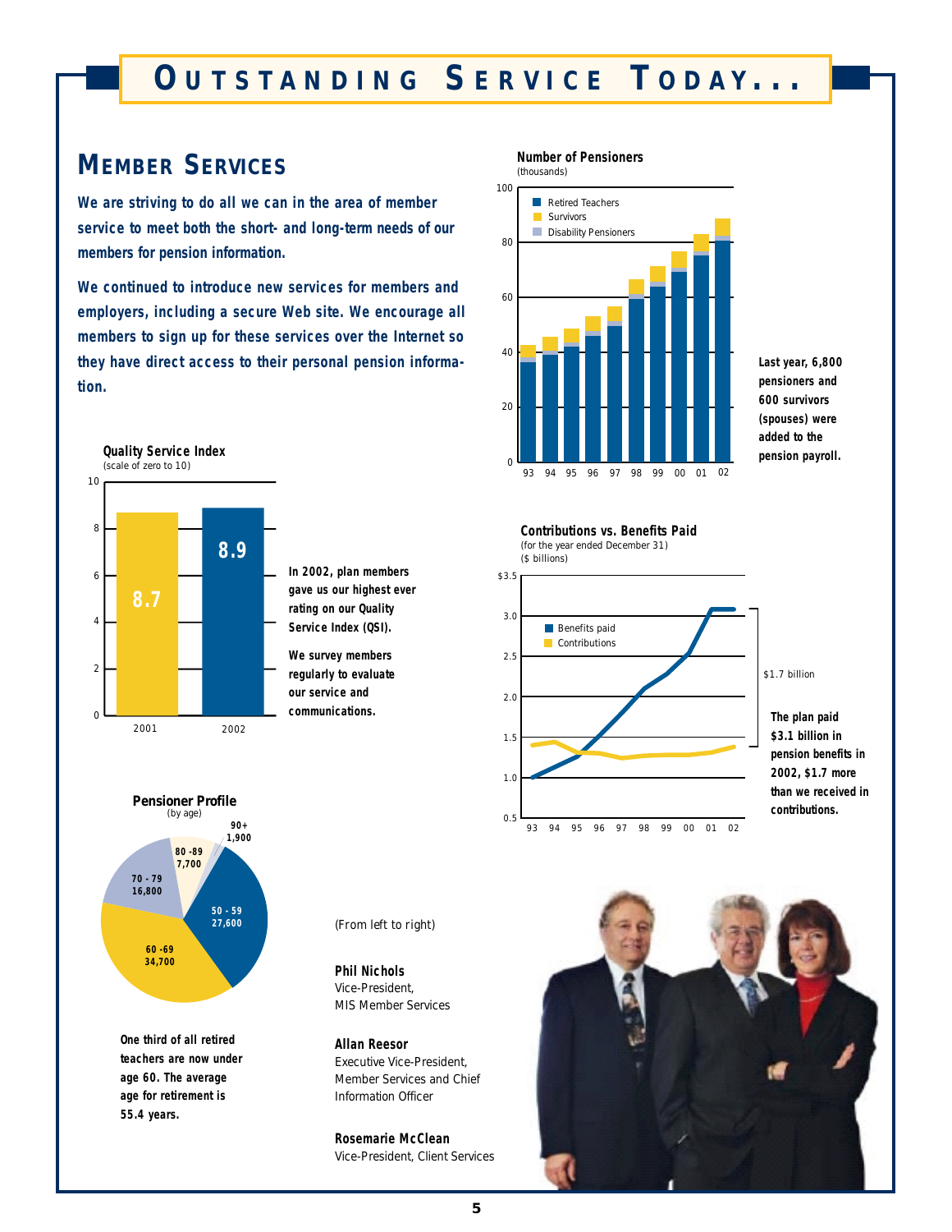# OUTSTANDING SERVICE TODAY...

## MEMBER SERVICES

**We are striving to do all we can in the area of member service to meet both the short- and long-term needs of our members for pension information.**

**We continued to introduce new services for members and employers, including a secure Web site. We encourage all members to sign up for these services over the Internet so they have direct access to their personal pension information.**

**Quality Service Index**
(scale of zero to 10)

| Year | QSI |
|---|---|
| 2001 | 8.7 |
| 2002 | 8.9 |

**In 2002, plan members gave us our highest ever rating on our Quality Service Index (QSI).**

**We survey members regularly to evaluate our service and communications.**

**Pensioner Profile**
(by age)

| Age | Pensioners |
|---|---|
| 50 - 59 | 27,600 |
| 60 -69 | 34,700 |
| 70 - 79 | 16,800 |
| 80 -89 | 7,700 |
| 90+ | 1,900 |

**One third of all retired teachers are now under age 60. The average age for retirement is 55.4 years.**

**Number of Pensioners**
(thousands)

Retired Teachers / Survivors / Disability Pensioners — years 93 to 02

**Last year, 6,800 pensioners and 600 survivors (spouses) were added to the pension payroll.**

**Contributions vs. Benefits Paid**
(for the year ended December 31)
($ billions)

Benefits paid / Contributions — years 93 to 02

$1.7 billion

**The plan paid $3.1 billion in pension benefits in 2002, $1.7 billion more than we received in contributions.**

(From left to right)

**Phil Nichols**
Vice-President,
MIS Member Services

**Allan Reesor**
Executive Vice-President,
Member Services and Chief Information Officer

**Rosemarie McClean**
Vice-President, Client Services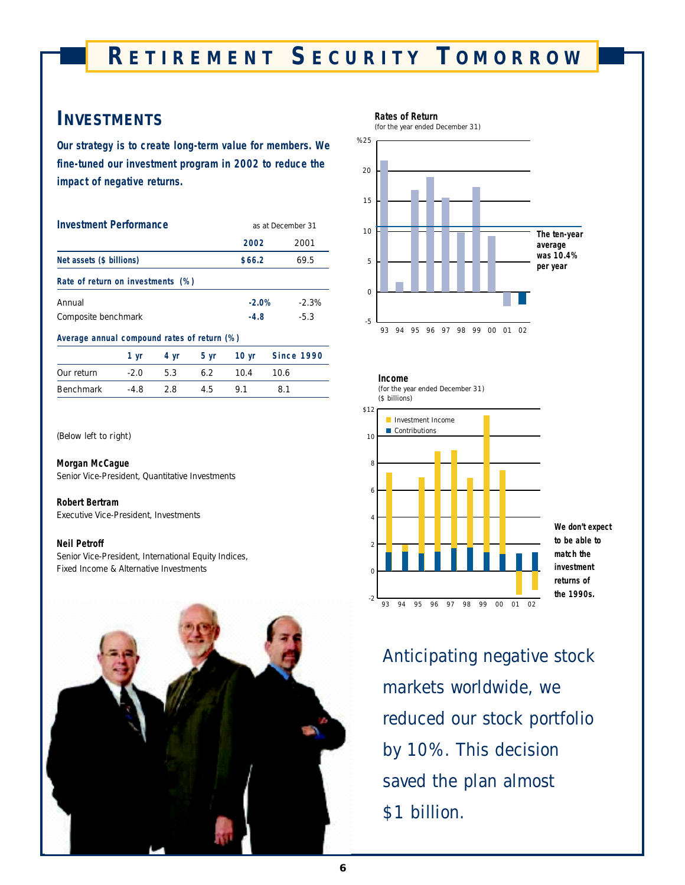# Retirement Security Tomorrow

## Investments

**Our strategy is to create long-term value for members. We fine-tuned our investment program in 2002 to reduce the impact of negative returns.**

**Investment Performance** — as at December 31

| | 2002 | 2001 |
|---|---|---|
| **Net assets ($ billions)** | **$66.2** | 69.5 |
| **Rate of return on investments (%)** | | |
| Annual | **-2.0%** | -2.3% |
| Composite benchmark | **-4.8** | -5.3 |

**Average annual compound rates of return (%)**

| | 1 yr | 4 yr | 5 yr | 10 yr | Since 1990 |
|---|---|---|---|---|---|
| Our return | -2.0 | 5.3 | 6.2 | 10.4 | 10.6 |
| Benchmark | -4.8 | 2.8 | 4.5 | 9.1 | 8.1 |

(Below left to right)

**Morgan McCague**
Senior Vice-President, Quantitative Investments

**Robert Bertram**
Executive Vice-President, Investments

**Neil Petroff**
Senior Vice-President, International Equity Indices, Fixed Income & Alternative Investments

**Rates of Return**
(for the year ended December 31)

The ten-year average was 10.4% per year

**Income**
(for the year ended December 31)
($ billions)

Investment Income
Contributions

We don't expect to be able to match the investment returns of the 1990s.

Anticipating negative stock markets worldwide, we reduced our stock portfolio by 10%. This decision saved the plan almost $1 billion.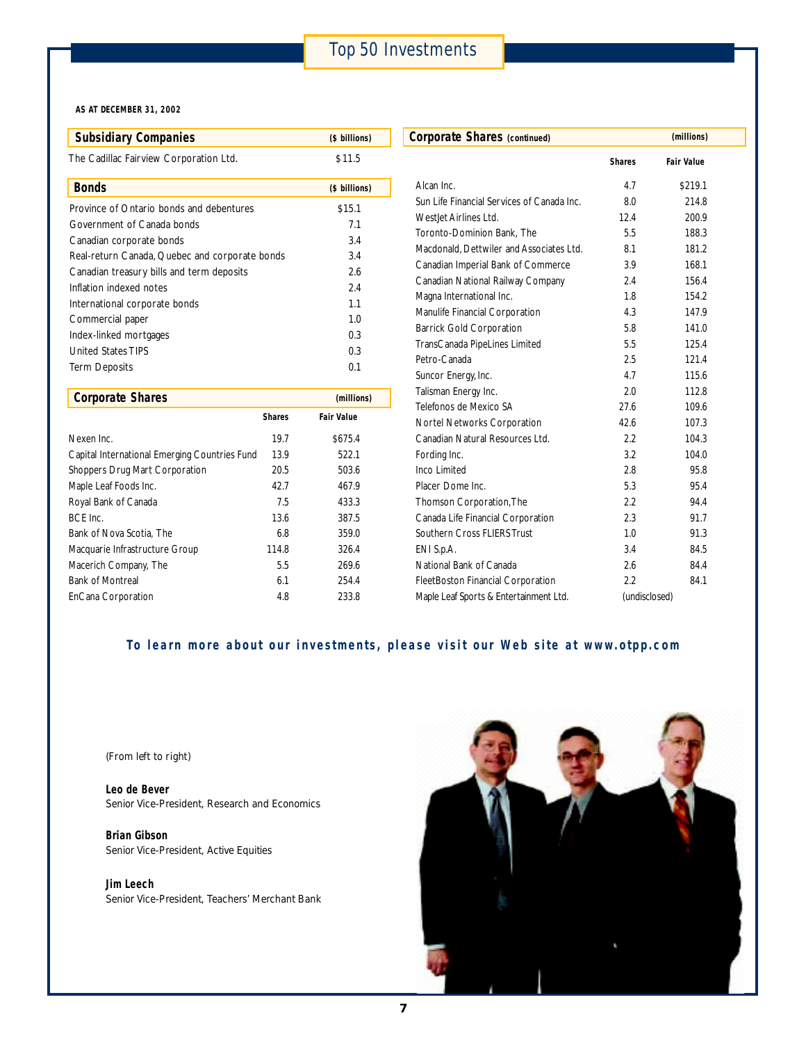# Top 50 Investments

**AS AT DECEMBER 31, 2002**

## Subsidiary Companies

| Subsidiary Companies | ($ billions) |
|---|---|
| The Cadillac Fairview Corporation Ltd. | $11.5 |

## Bonds

| Bonds | ($ billions) |
|---|---|
| Province of Ontario bonds and debentures | $15.1 |
| Government of Canada bonds | 7.1 |
| Canadian corporate bonds | 3.4 |
| Real-return Canada, Quebec and corporate bonds | 3.4 |
| Canadian treasury bills and term deposits | 2.6 |
| Inflation indexed notes | 2.4 |
| International corporate bonds | 1.1 |
| Commercial paper | 1.0 |
| Index-linked mortgages | 0.3 |
| United States TIPS | 0.3 |
| Term Deposits | 0.1 |

## Corporate Shares

| Corporate Shares (millions) | Shares | Fair Value |
|---|---|---|
| Nexen Inc. | 19.7 | $675.4 |
| Capital International Emerging Countries Fund | 13.9 | 522.1 |
| Shoppers Drug Mart Corporation | 20.5 | 503.6 |
| Maple Leaf Foods Inc. | 42.7 | 467.9 |
| Royal Bank of Canada | 7.5 | 433.3 |
| BCE Inc. | 13.6 | 387.5 |
| Bank of Nova Scotia, The | 6.8 | 359.0 |
| Macquarie Infrastructure Group | 114.8 | 326.4 |
| Macerich Company, The | 5.5 | 269.6 |
| Bank of Montreal | 6.1 | 254.4 |
| EnCana Corporation | 4.8 | 233.8 |
| Alcan Inc. | 4.7 | $219.1 |
| Sun Life Financial Services of Canada Inc. | 8.0 | 214.8 |
| WestJet Airlines Ltd. | 12.4 | 200.9 |
| Toronto-Dominion Bank, The | 5.5 | 188.3 |
| Macdonald, Dettwiler and Associates Ltd. | 8.1 | 181.2 |
| Canadian Imperial Bank of Commerce | 3.9 | 168.1 |
| Canadian National Railway Company | 2.4 | 156.4 |
| Magna International Inc. | 1.8 | 154.2 |
| Manulife Financial Corporation | 4.3 | 147.9 |
| Barrick Gold Corporation | 5.8 | 141.0 |
| TransCanada PipeLines Limited | 5.5 | 125.4 |
| Petro-Canada | 2.5 | 121.4 |
| Suncor Energy, Inc. | 4.7 | 115.6 |
| Talisman Energy Inc. | 2.0 | 112.8 |
| Telefonos de Mexico SA | 27.6 | 109.6 |
| Nortel Networks Corporation | 42.6 | 107.3 |
| Canadian Natural Resources Ltd. | 2.2 | 104.3 |
| Fording Inc. | 3.2 | 104.0 |
| Inco Limited | 2.8 | 95.8 |
| Placer Dome Inc. | 5.3 | 95.4 |
| Thomson Corporation, The | 2.2 | 94.4 |
| Canada Life Financial Corporation | 2.3 | 91.7 |
| Southern Cross FLIERS Trust | 1.0 | 91.3 |
| ENI S.p.A. | 3.4 | 84.5 |
| National Bank of Canada | 2.6 | 84.4 |
| FleetBoston Financial Corporation | 2.2 | 84.1 |
| Maple Leaf Sports & Entertainment Ltd. | (undisclosed) | |

**To learn more about our investments, please visit our Web site at www.otpp.com**

(From left to right)

**Leo de Bever**
Senior Vice-President, Research and Economics

**Brian Gibson**
Senior Vice-President, Active Equities

**Jim Leech**
Senior Vice-President, Teachers' Merchant Bank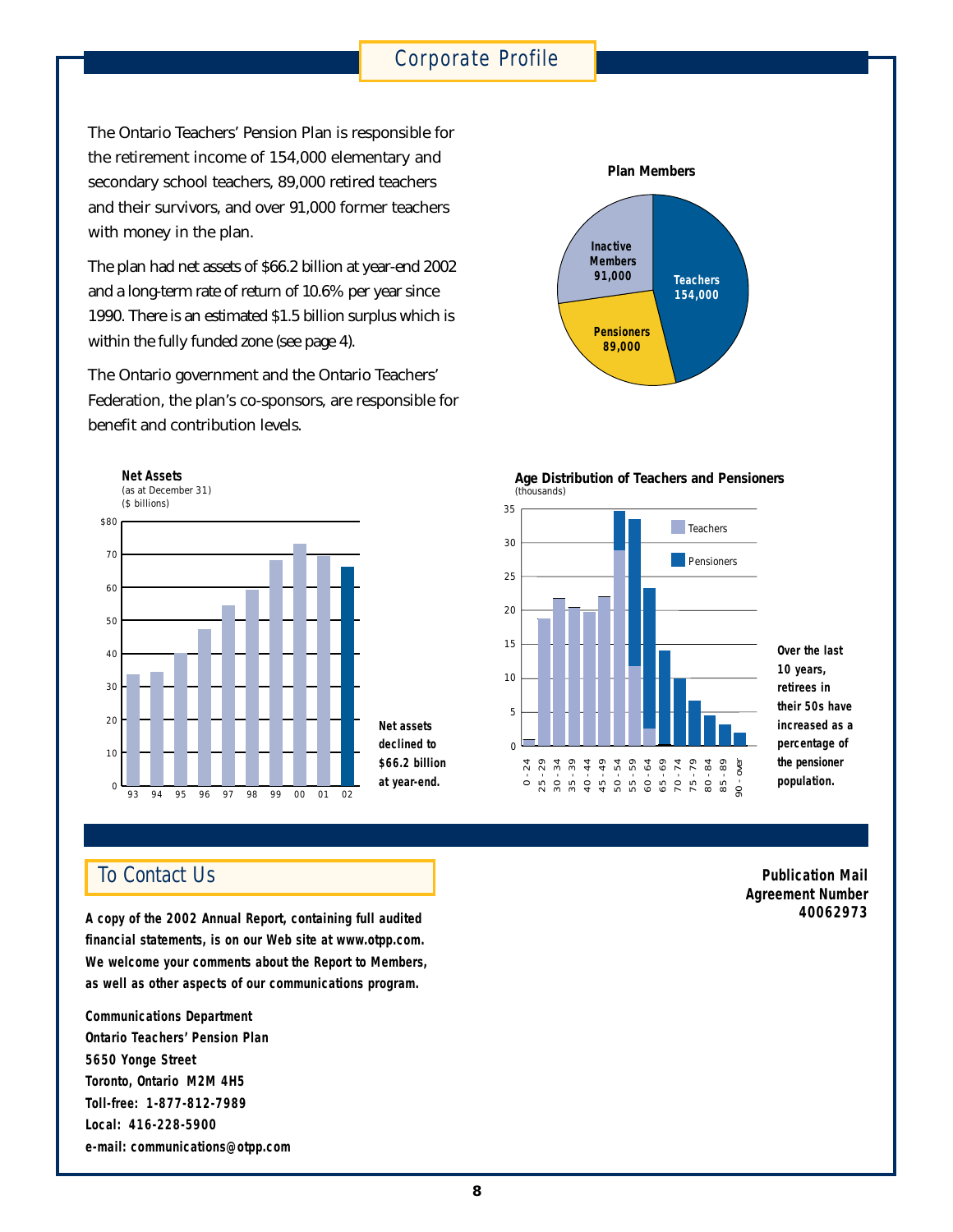# Corporate Profile

The Ontario Teachers' Pension Plan is responsible for the retirement income of 154,000 elementary and secondary school teachers, 89,000 retired teachers and their survivors, and over 91,000 former teachers with money in the plan.

The plan had net assets of $66.2 billion at year-end 2002 and a long-term rate of return of 10.6% per year since 1990. There is an estimated $1.5 billion surplus which is within the fully funded zone (see page 4).

The Ontario government and the Ontario Teachers' Federation, the plan's co-sponsors, are responsible for benefit and contribution levels.

**Plan Members**

Inactive Members 91,000

Teachers 154,000

Pensioners 89,000

**Net Assets**
(as at December 31)
($ billions)

$80
70
60
50
40
30
20
10
0

93 94 95 96 97 98 99 00 01 02

**Net assets declined to $66.2 billion at year-end.**

**Age Distribution of Teachers and Pensioners**
(thousands)

35
30
25
20
15
10
5
0

Teachers
Pensioners

0 - 24, 25 - 29, 30 - 34, 35 - 39, 40 - 44, 45 - 49, 50 - 54, 55 - 59, 60 - 64, 65 - 69, 70 - 74, 75 - 79, 80 - 84, 85 - 89, 90 - over

**Over the last 10 years, retirees in their 50s have increased as a percentage of the pensioner population.**

## To Contact Us

**A copy of the 2002 Annual Report, containing full audited financial statements, is on our Web site at www.otpp.com. We welcome your comments about the Report to Members, as well as other aspects of our communications program.**

**Communications Department**
**Ontario Teachers' Pension Plan**
**5650 Yonge Street**
**Toronto, Ontario M2M 4H5**
**Toll-free: 1-877-812-7989**
**Local: 416-228-5900**
**e-mail: communications@otpp.com**

**Publication Mail Agreement Number 40062973**